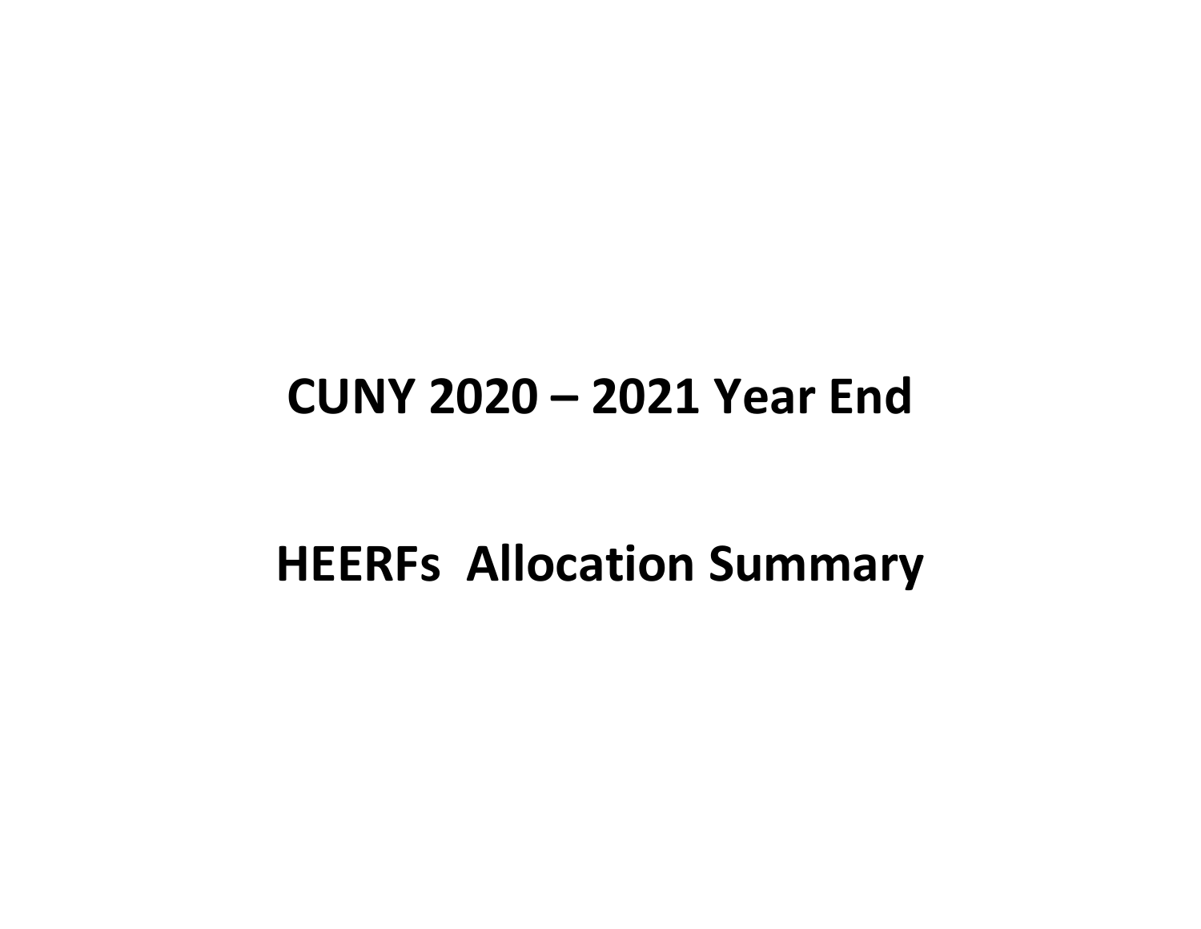# CUNY 2020 – 2021 Year End

# HEERFs Allocation Summary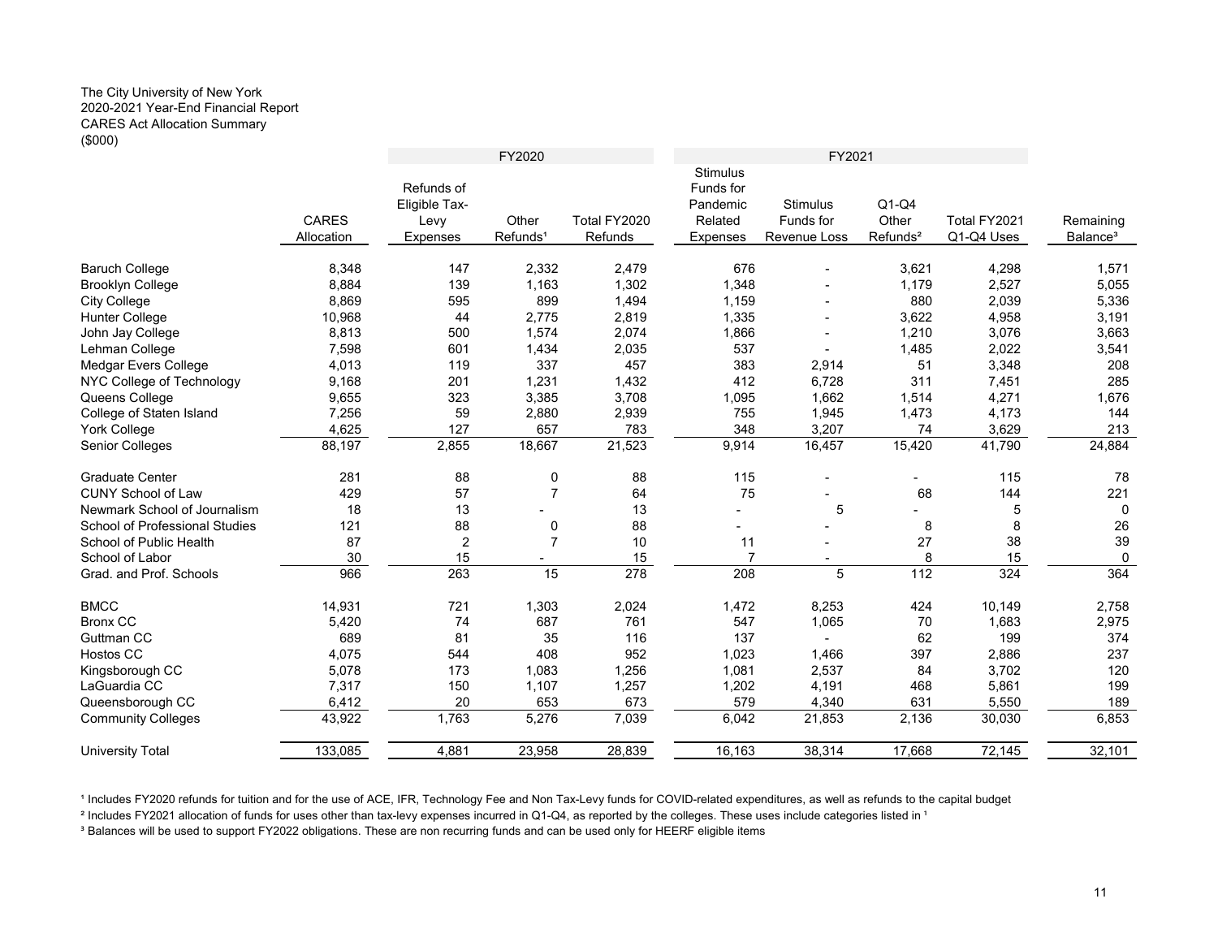The City University of New York
2020-2021 Year-End Financial Report
CARES Act Allocation Summary
($000)

| | | FY2020 | | | FY2021 | | | | |
|---|---|---|---|---|---|---|---|---|---|
| | CARES Allocation | Refunds of Eligible Tax-Levy Expenses | Other Refunds[1] | Total FY2020 Refunds | Stimulus Funds for Pandemic Related Expenses | Stimulus Funds for Revenue Loss | Q1-Q4 Other Refunds[2] | Total FY2021 Q1-Q4 Uses | Remaining Balance[3] |
| Baruch College | 8,348 | 147 | 2,332 | 2,479 | 676 | - | 3,621 | 4,298 | 1,571 |
| Brooklyn College | 8,884 | 139 | 1,163 | 1,302 | 1,348 | - | 1,179 | 2,527 | 5,055 |
| City College | 8,869 | 595 | 899 | 1,494 | 1,159 | - | 880 | 2,039 | 5,336 |
| Hunter College | 10,968 | 44 | 2,775 | 2,819 | 1,335 | - | 3,622 | 4,958 | 3,191 |
| John Jay College | 8,813 | 500 | 1,574 | 2,074 | 1,866 | - | 1,210 | 3,076 | 3,663 |
| Lehman College | 7,598 | 601 | 1,434 | 2,035 | 537 | - | 1,485 | 2,022 | 3,541 |
| Medgar Evers College | 4,013 | 119 | 337 | 457 | 383 | 2,914 | 51 | 3,348 | 208 |
| NYC College of Technology | 9,168 | 201 | 1,231 | 1,432 | 412 | 6,728 | 311 | 7,451 | 285 |
| Queens College | 9,655 | 323 | 3,385 | 3,708 | 1,095 | 1,662 | 1,514 | 4,271 | 1,676 |
| College of Staten Island | 7,256 | 59 | 2,880 | 2,939 | 755 | 1,945 | 1,473 | 4,173 | 144 |
| York College | 4,625 | 127 | 657 | 783 | 348 | 3,207 | 74 | 3,629 | 213 |
| Senior Colleges | 88,197 | 2,855 | 18,667 | 21,523 | 9,914 | 16,457 | 15,420 | 41,790 | 24,884 |
| | | | | | | | | | |
| Graduate Center | 281 | 88 | 0 | 88 | 115 | - | - | 115 | 78 |
| CUNY School of Law | 429 | 57 | 7 | 64 | 75 | - | 68 | 144 | 221 |
| Newmark School of Journalism | 18 | 13 | - | 13 | - | 5 | - | 5 | 0 |
| School of Professional Studies | 121 | 88 | 0 | 88 | - | - | 8 | 8 | 26 |
| School of Public Health | 87 | 2 | 7 | 10 | 11 | - | 27 | 38 | 39 |
| School of Labor | 30 | 15 | - | 15 | 7 | - | 8 | 15 | 0 |
| Grad. and Prof. Schools | 966 | 263 | 15 | 278 | 208 | 5 | 112 | 324 | 364 |
| | | | | | | | | | |
| BMCC | 14,931 | 721 | 1,303 | 2,024 | 1,472 | 8,253 | 424 | 10,149 | 2,758 |
| Bronx CC | 5,420 | 74 | 687 | 761 | 547 | 1,065 | 70 | 1,683 | 2,975 |
| Guttman CC | 689 | 81 | 35 | 116 | 137 | - | 62 | 199 | 374 |
| Hostos CC | 4,075 | 544 | 408 | 952 | 1,023 | 1,466 | 397 | 2,886 | 237 |
| Kingsborough CC | 5,078 | 173 | 1,083 | 1,256 | 1,081 | 2,537 | 84 | 3,702 | 120 |
| LaGuardia CC | 7,317 | 150 | 1,107 | 1,257 | 1,202 | 4,191 | 468 | 5,861 | 199 |
| Queensborough CC | 6,412 | 20 | 653 | 673 | 579 | 4,340 | 631 | 5,550 | 189 |
| Community Colleges | 43,922 | 1,763 | 5,276 | 7,039 | 6,042 | 21,853 | 2,136 | 30,030 | 6,853 |
| | | | | | | | | | |
| University Total | 133,085 | 4,881 | 23,958 | 28,839 | 16,163 | 38,314 | 17,668 | 72,145 | 32,101 |

[1] Includes FY2020 refunds for tuition and for the use of ACE, IFR, Technology Fee and Non Tax-Levy funds for COVID-related expenditures, as well as refunds to the capital budget

[2] Includes FY2021 allocation of funds for uses other than tax-levy expenses incurred in Q1-Q4, as reported by the colleges. These uses include categories listed in [1]

[3] Balances will be used to support FY2022 obligations. These are non recurring funds and can be used only for HEERF eligible items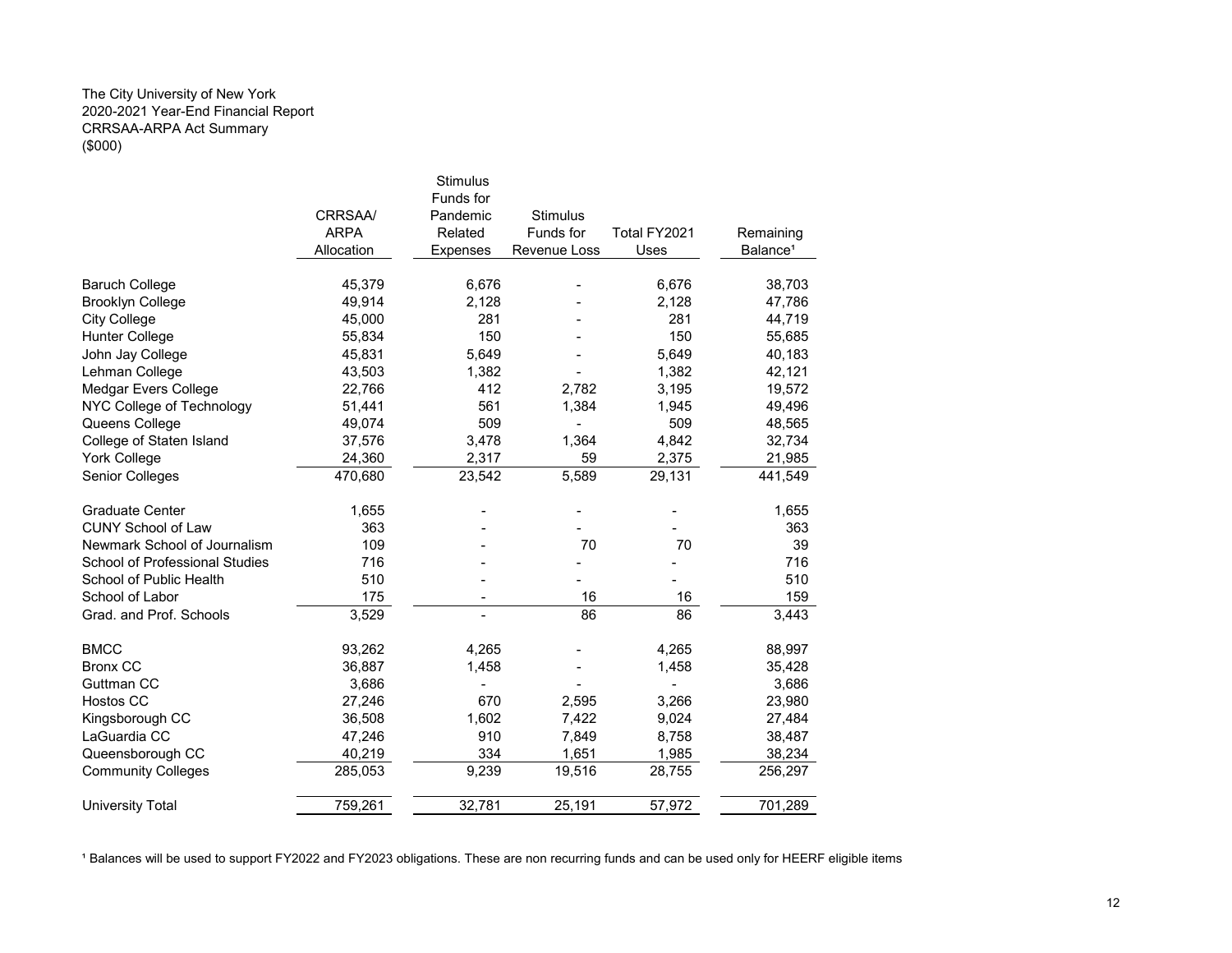The City University of New York
2020-2021 Year-End Financial Report
CRRSAA-ARPA Act Summary
($000)

| | CRRSAA/ ARPA Allocation | Stimulus Funds for Pandemic Related Expenses | Stimulus Funds for Revenue Loss | Total FY2021 Uses | Remaining Balance[1] |
|---|---|---|---|---|---|
| Baruch College | 45,379 | 6,676 | - | 6,676 | 38,703 |
| Brooklyn College | 49,914 | 2,128 | - | 2,128 | 47,786 |
| City College | 45,000 | 281 | - | 281 | 44,719 |
| Hunter College | 55,834 | 150 | - | 150 | 55,685 |
| John Jay College | 45,831 | 5,649 | - | 5,649 | 40,183 |
| Lehman College | 43,503 | 1,382 | - | 1,382 | 42,121 |
| Medgar Evers College | 22,766 | 412 | 2,782 | 3,195 | 19,572 |
| NYC College of Technology | 51,441 | 561 | 1,384 | 1,945 | 49,496 |
| Queens College | 49,074 | 509 | - | 509 | 48,565 |
| College of Staten Island | 37,576 | 3,478 | 1,364 | 4,842 | 32,734 |
| York College | 24,360 | 2,317 | 59 | 2,375 | 21,985 |
| Senior Colleges | 470,680 | 23,542 | 5,589 | 29,131 | 441,549 |
| | | | | | |
| Graduate Center | 1,655 | - | - | - | 1,655 |
| CUNY School of Law | 363 | - | - | - | 363 |
| Newmark School of Journalism | 109 | - | 70 | 70 | 39 |
| School of Professional Studies | 716 | - | - | - | 716 |
| School of Public Health | 510 | - | - | - | 510 |
| School of Labor | 175 | - | 16 | 16 | 159 |
| Grad. and Prof. Schools | 3,529 | - | 86 | 86 | 3,443 |
| | | | | | |
| BMCC | 93,262 | 4,265 | - | 4,265 | 88,997 |
| Bronx CC | 36,887 | 1,458 | - | 1,458 | 35,428 |
| Guttman CC | 3,686 | - | - | - | 3,686 |
| Hostos CC | 27,246 | 670 | 2,595 | 3,266 | 23,980 |
| Kingsborough CC | 36,508 | 1,602 | 7,422 | 9,024 | 27,484 |
| LaGuardia CC | 47,246 | 910 | 7,849 | 8,758 | 38,487 |
| Queensborough CC | 40,219 | 334 | 1,651 | 1,985 | 38,234 |
| Community Colleges | 285,053 | 9,239 | 19,516 | 28,755 | 256,297 |
| | | | | | |
| University Total | 759,261 | 32,781 | 25,191 | 57,972 | 701,289 |

[1] Balances will be used to support FY2022 and FY2023 obligations. These are non recurring funds and can be used only for HEERF eligible items